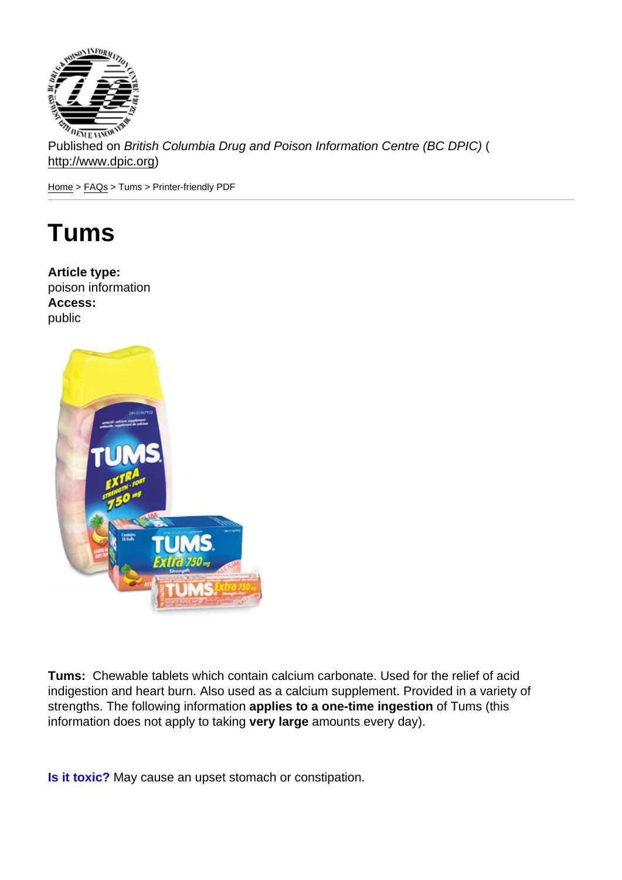Published on *British Columbia Drug and Poison Information Centre (BC DPIC)* (http://www.dpic.org)

Home > FAQs > Tums > Printer-friendly PDF

# Tums

**Article type:**
poison information
**Access:**
public

**Tums:** Chewable tablets which contain calcium carbonate. Used for the relief of acid indigestion and heart burn. Also used as a calcium supplement. Provided in a variety of strengths. The following information **applies to a one-time ingestion** of Tums (this information does not apply to taking **very large** amounts every day).

**Is it toxic?** May cause an upset stomach or constipation.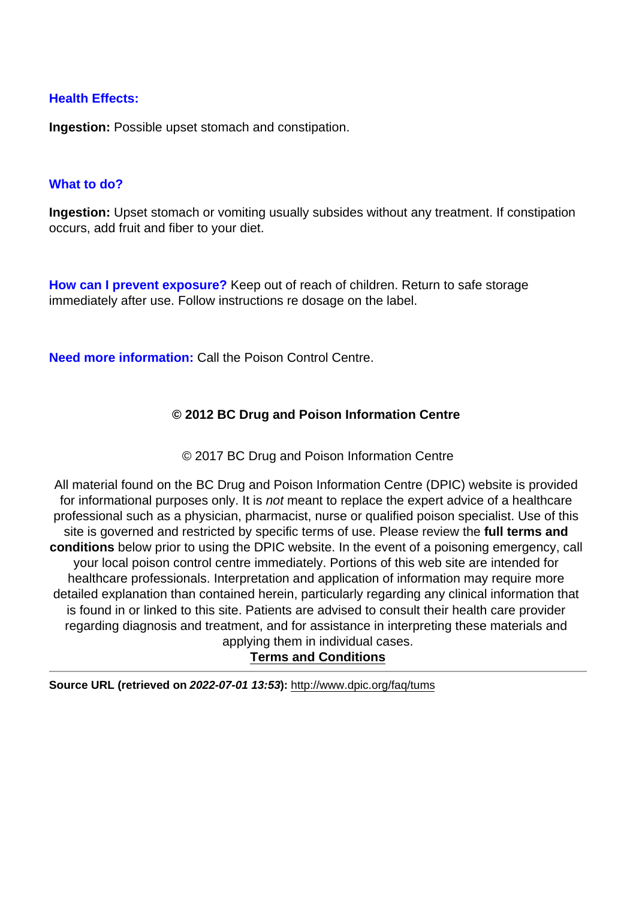### Health Effects:

**Ingestion:** Possible upset stomach and constipation.

### What to do?

**Ingestion:** Upset stomach or vomiting usually subsides without any treatment. If constipation occurs, add fruit and fiber to your diet.

**How can I prevent exposure?** Keep out of reach of children. Return to safe storage immediately after use. Follow instructions re dosage on the label.

**Need more information:** Call the Poison Control Centre.

**© 2012 BC Drug and Poison Information Centre**

© 2017 BC Drug and Poison Information Centre

All material found on the BC Drug and Poison Information Centre (DPIC) website is provided for informational purposes only. It is *not* meant to replace the expert advice of a healthcare professional such as a physician, pharmacist, nurse or qualified poison specialist. Use of this site is governed and restricted by specific terms of use. Please review the **full terms and conditions** below prior to using the DPIC website. In the event of a poisoning emergency, call your local poison control centre immediately. Portions of this web site are intended for healthcare professionals. Interpretation and application of information may require more detailed explanation than contained herein, particularly regarding any clinical information that is found in or linked to this site. Patients are advised to consult their health care provider regarding diagnosis and treatment, and for assistance in interpreting these materials and applying them in individual cases.

**Terms and Conditions**

---

**Source URL (retrieved on *2022-07-01 13:53*):** http://www.dpic.org/faq/tums